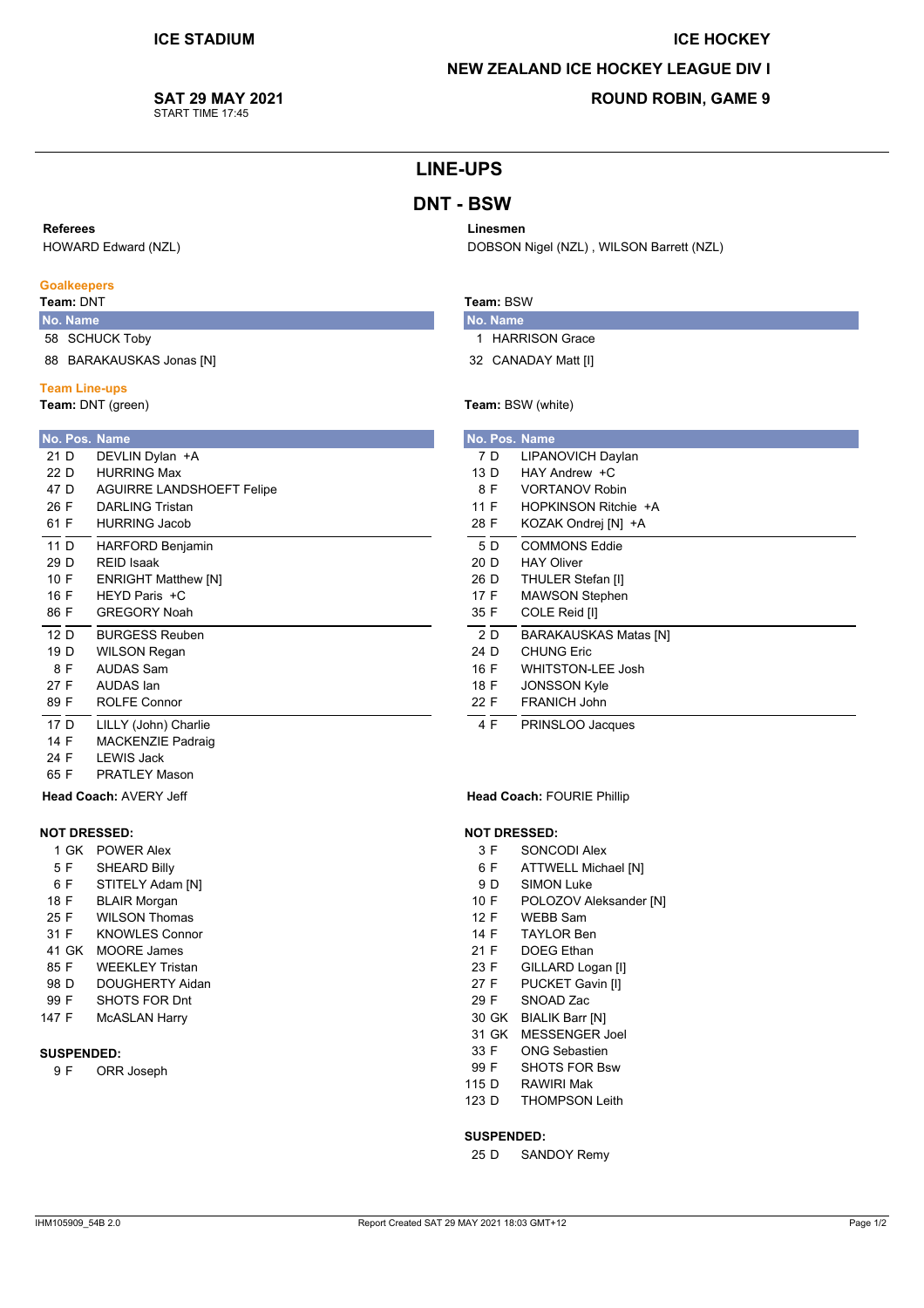**ICE STADIUM**

**ICE HOCKEY**

**NEW ZEALAND ICE HOCKEY LEAGUE DIV I**

**SAT 29 MAY 2021**
START TIME 17:45

**ROUND ROBIN, GAME 9**

# LINE-UPS

## DNT - BSW

**Referees**
HOWARD Edward (NZL)

**Linesmen**
DOBSON Nigel (NZL) , WILSON Barrett (NZL)

### Goalkeepers

**Team:** DNT

| No. | Name |
|---|---|
| 58 | SCHUCK Toby |
| 88 | BARAKAUSKAS Jonas [N] |

**Team:** BSW

| No. | Name |
|---|---|
| 1 | HARRISON Grace |
| 32 | CANADAY Matt [I] |

### Team Line-ups

**Team:** DNT (green)

| No. | Pos. | Name |
|---|---|---|
| 21 | D | DEVLIN Dylan +A |
| 22 | D | HURRING Max |
| 47 | D | AGUIRRE LANDSHOEFT Felipe |
| 26 | F | DARLING Tristan |
| 61 | F | HURRING Jacob |
| 11 | D | HARFORD Benjamin |
| 29 | D | REID Isaak |
| 10 | F | ENRIGHT Matthew [N] |
| 16 | F | HEYD Paris +C |
| 86 | F | GREGORY Noah |
| 12 | D | BURGESS Reuben |
| 19 | D | WILSON Regan |
| 8 | F | AUDAS Sam |
| 27 | F | AUDAS Ian |
| 89 | F | ROLFE Connor |
| 17 | D | LILLY (John) Charlie |
| 14 | F | MACKENZIE Padraig |
| 24 | F | LEWIS Jack |
| 65 | F | PRATLEY Mason |

**Head Coach:** AVERY Jeff

**NOT DRESSED:**

| No. | Pos. | Name |
|---|---|---|
| 1 | GK | POWER Alex |
| 5 | F | SHEARD Billy |
| 6 | F | STITELY Adam [N] |
| 18 | F | BLAIR Morgan |
| 25 | F | WILSON Thomas |
| 31 | F | KNOWLES Connor |
| 41 | GK | MOORE James |
| 85 | F | WEEKLEY Tristan |
| 98 | D | DOUGHERTY Aidan |
| 99 | F | SHOTS FOR Dnt |
| 147 | F | McASLAN Harry |

**SUSPENDED:**

| No. | Pos. | Name |
|---|---|---|
| 9 | F | ORR Joseph |

**Team:** BSW (white)

| No. | Pos. | Name |
|---|---|---|
| 7 | D | LIPANOVICH Daylan |
| 13 | D | HAY Andrew +C |
| 8 | F | VORTANOV Robin |
| 11 | F | HOPKINSON Ritchie +A |
| 28 | F | KOZAK Ondrej [N] +A |
| 5 | D | COMMONS Eddie |
| 20 | D | HAY Oliver |
| 26 | D | THULER Stefan [I] |
| 17 | F | MAWSON Stephen |
| 35 | F | COLE Reid [I] |
| 2 | D | BARAKAUSKAS Matas [N] |
| 24 | D | CHUNG Eric |
| 16 | F | WHITSTON-LEE Josh |
| 18 | F | JONSSON Kyle |
| 22 | F | FRANICH John |
| 4 | F | PRINSLOO Jacques |

**Head Coach:** FOURIE Phillip

**NOT DRESSED:**

| No. | Pos. | Name |
|---|---|---|
| 3 | F | SONCODI Alex |
| 6 | F | ATTWELL Michael [N] |
| 9 | D | SIMON Luke |
| 10 | F | POLOZOV Aleksander [N] |
| 12 | F | WEBB Sam |
| 14 | F | TAYLOR Ben |
| 21 | F | DOEG Ethan |
| 23 | F | GILLARD Logan [I] |
| 27 | F | PUCKET Gavin [I] |
| 29 | F | SNOAD Zac |
| 30 | GK | BIALIK Barr [N] |
| 31 | GK | MESSENGER Joel |
| 33 | F | ONG Sebastien |
| 99 | F | SHOTS FOR Bsw |
| 115 | D | RAWIRI Mak |
| 123 | D | THOMPSON Leith |

**SUSPENDED:**

| No. | Pos. | Name |
|---|---|---|
| 25 | D | SANDOY Remy |

IHM105909_54B 2.0 | Report Created SAT 29 MAY 2021 18:03 GMT+12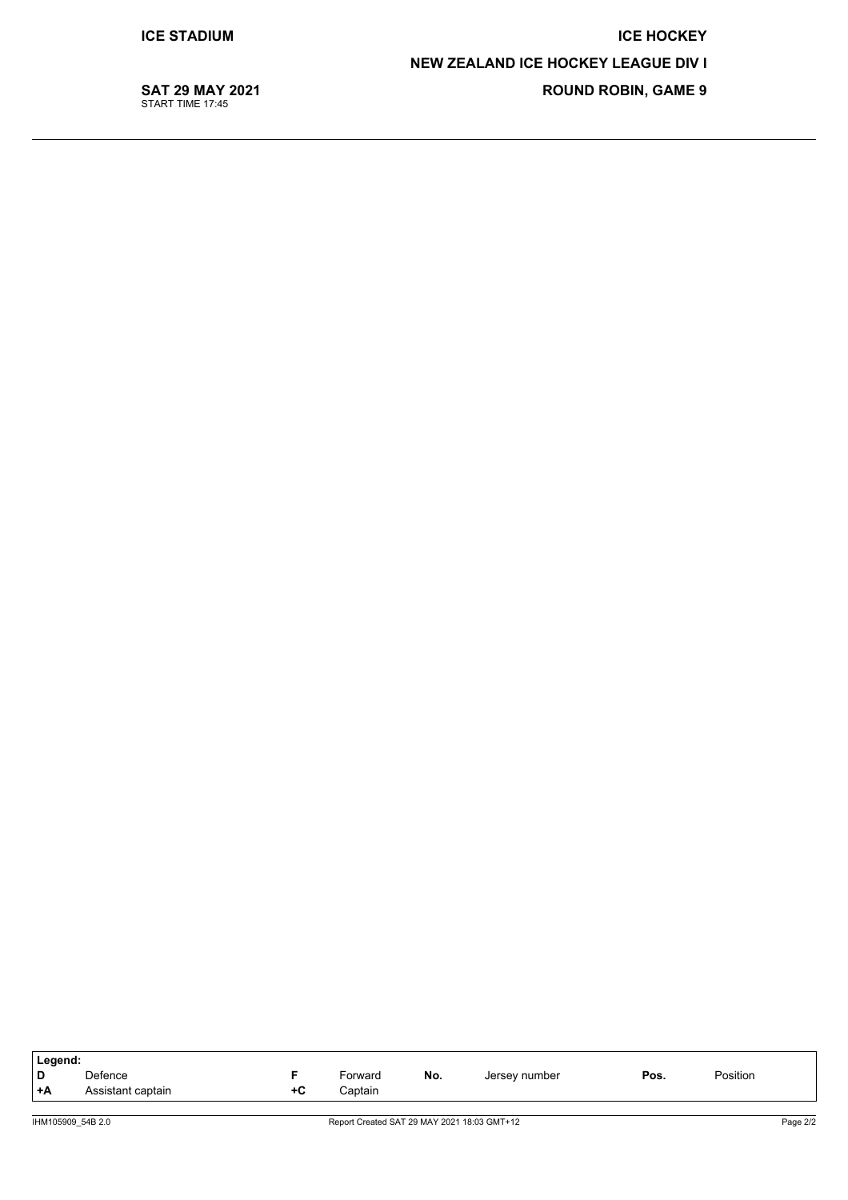| Legend: | | | | | | | |
|---|---|---|---|---|---|---|---|
| **D** | Defence | **F** | Forward | **No.** | Jersey number | **Pos.** | Position |
| **+A** | Assistant captain | **+C** | Captain | | | | |